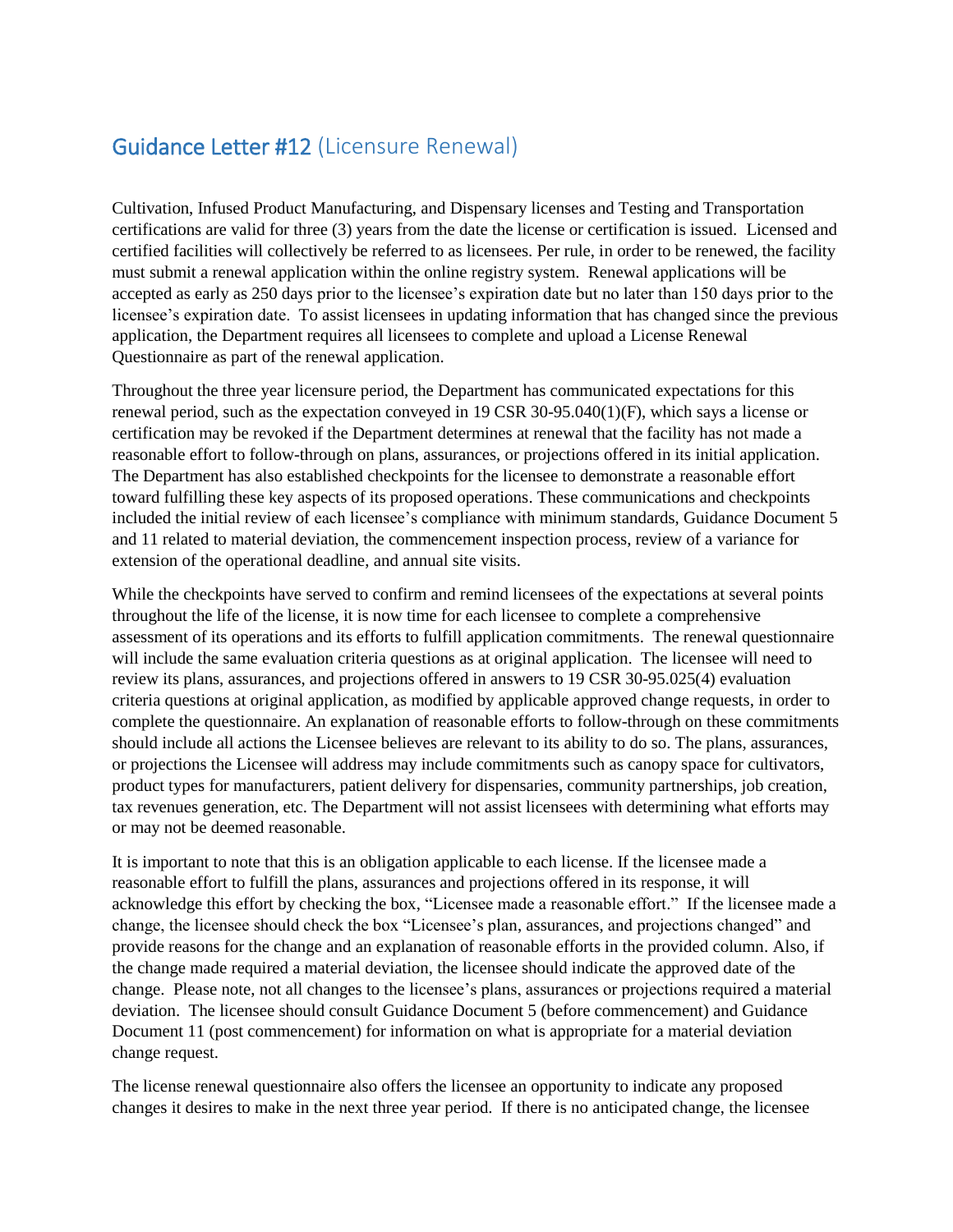# Guidance Letter #12 (Licensure Renewal)

Cultivation, Infused Product Manufacturing, and Dispensary licenses and Testing and Transportation certifications are valid for three (3) years from the date the license or certification is issued. Licensed and certified facilities will collectively be referred to as licensees. Per rule, in order to be renewed, the facility must submit a renewal application within the online registry system. Renewal applications will be accepted as early as 250 days prior to the licensee's expiration date but no later than 150 days prior to the licensee's expiration date. To assist licensees in updating information that has changed since the previous application, the Department requires all licensees to complete and upload a License Renewal Questionnaire as part of the renewal application.

Throughout the three year licensure period, the Department has communicated expectations for this renewal period, such as the expectation conveyed in 19 CSR 30-95.040(1)(F), which says a license or certification may be revoked if the Department determines at renewal that the facility has not made a reasonable effort to follow-through on plans, assurances, or projections offered in its initial application. The Department has also established checkpoints for the licensee to demonstrate a reasonable effort toward fulfilling these key aspects of its proposed operations. These communications and checkpoints included the initial review of each licensee's compliance with minimum standards, Guidance Document 5 and 11 related to material deviation, the commencement inspection process, review of a variance for extension of the operational deadline, and annual site visits.

While the checkpoints have served to confirm and remind licensees of the expectations at several points throughout the life of the license, it is now time for each licensee to complete a comprehensive assessment of its operations and its efforts to fulfill application commitments. The renewal questionnaire will include the same evaluation criteria questions as at original application. The licensee will need to review its plans, assurances, and projections offered in answers to 19 CSR 30-95.025(4) evaluation criteria questions at original application, as modified by applicable approved change requests, in order to complete the questionnaire. An explanation of reasonable efforts to follow-through on these commitments should include all actions the Licensee believes are relevant to its ability to do so. The plans, assurances, or projections the Licensee will address may include commitments such as canopy space for cultivators, product types for manufacturers, patient delivery for dispensaries, community partnerships, job creation, tax revenues generation, etc. The Department will not assist licensees with determining what efforts may or may not be deemed reasonable.

It is important to note that this is an obligation applicable to each license. If the licensee made a reasonable effort to fulfill the plans, assurances and projections offered in its response, it will acknowledge this effort by checking the box, "Licensee made a reasonable effort." If the licensee made a change, the licensee should check the box "Licensee's plan, assurances, and projections changed" and provide reasons for the change and an explanation of reasonable efforts in the provided column. Also, if the change made required a material deviation, the licensee should indicate the approved date of the change. Please note, not all changes to the licensee's plans, assurances or projections required a material deviation. The licensee should consult Guidance Document 5 (before commencement) and Guidance Document 11 (post commencement) for information on what is appropriate for a material deviation change request.

The license renewal questionnaire also offers the licensee an opportunity to indicate any proposed changes it desires to make in the next three year period. If there is no anticipated change, the licensee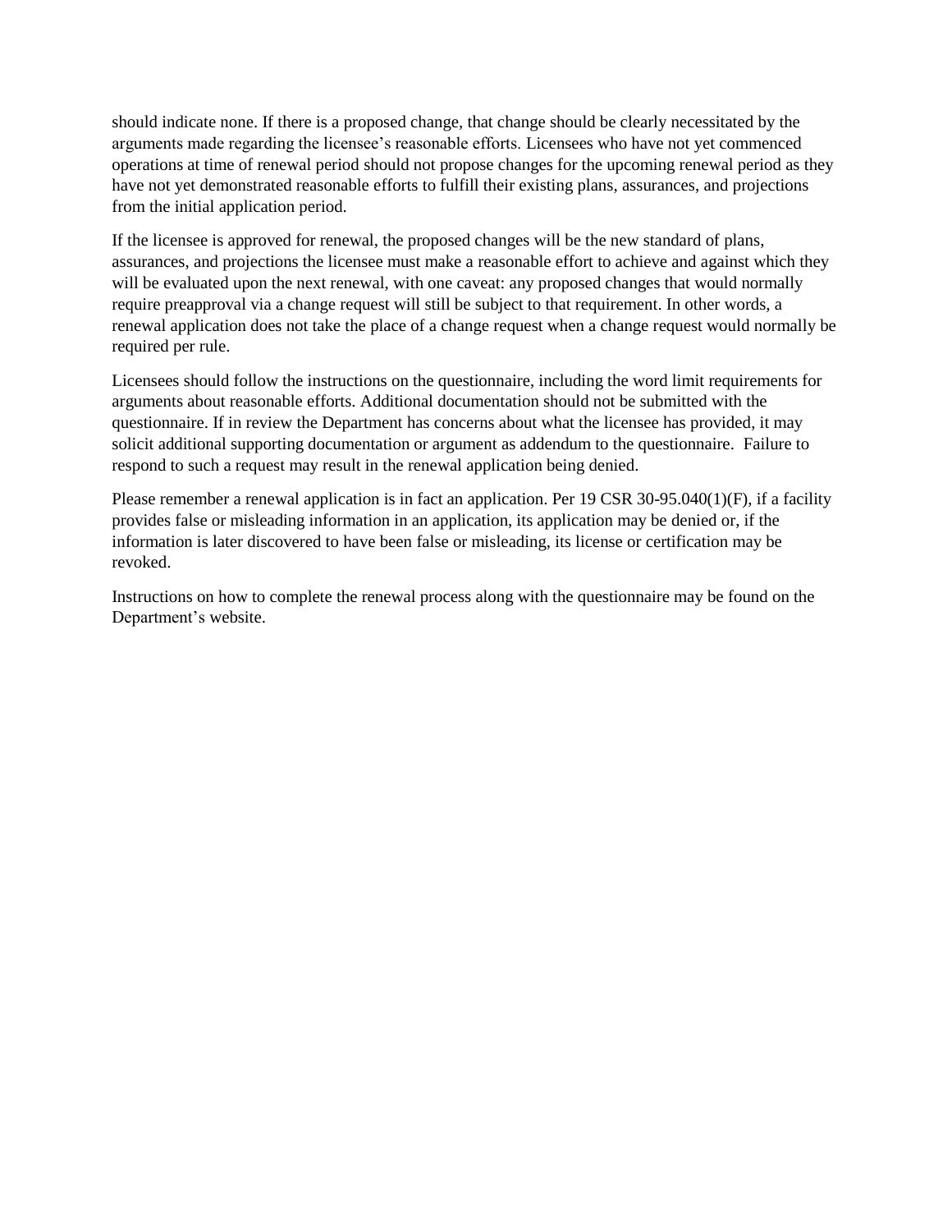should indicate none. If there is a proposed change, that change should be clearly necessitated by the arguments made regarding the licensee's reasonable efforts. Licensees who have not yet commenced operations at time of renewal period should not propose changes for the upcoming renewal period as they have not yet demonstrated reasonable efforts to fulfill their existing plans, assurances, and projections from the initial application period.

If the licensee is approved for renewal, the proposed changes will be the new standard of plans, assurances, and projections the licensee must make a reasonable effort to achieve and against which they will be evaluated upon the next renewal, with one caveat: any proposed changes that would normally require preapproval via a change request will still be subject to that requirement. In other words, a renewal application does not take the place of a change request when a change request would normally be required per rule.

Licensees should follow the instructions on the questionnaire, including the word limit requirements for arguments about reasonable efforts. Additional documentation should not be submitted with the questionnaire. If in review the Department has concerns about what the licensee has provided, it may solicit additional supporting documentation or argument as addendum to the questionnaire. Failure to respond to such a request may result in the renewal application being denied.

Please remember a renewal application is in fact an application. Per 19 CSR 30-95.040(1)(F), if a facility provides false or misleading information in an application, its application may be denied or, if the information is later discovered to have been false or misleading, its license or certification may be revoked.

Instructions on how to complete the renewal process along with the questionnaire may be found on the Department's website.